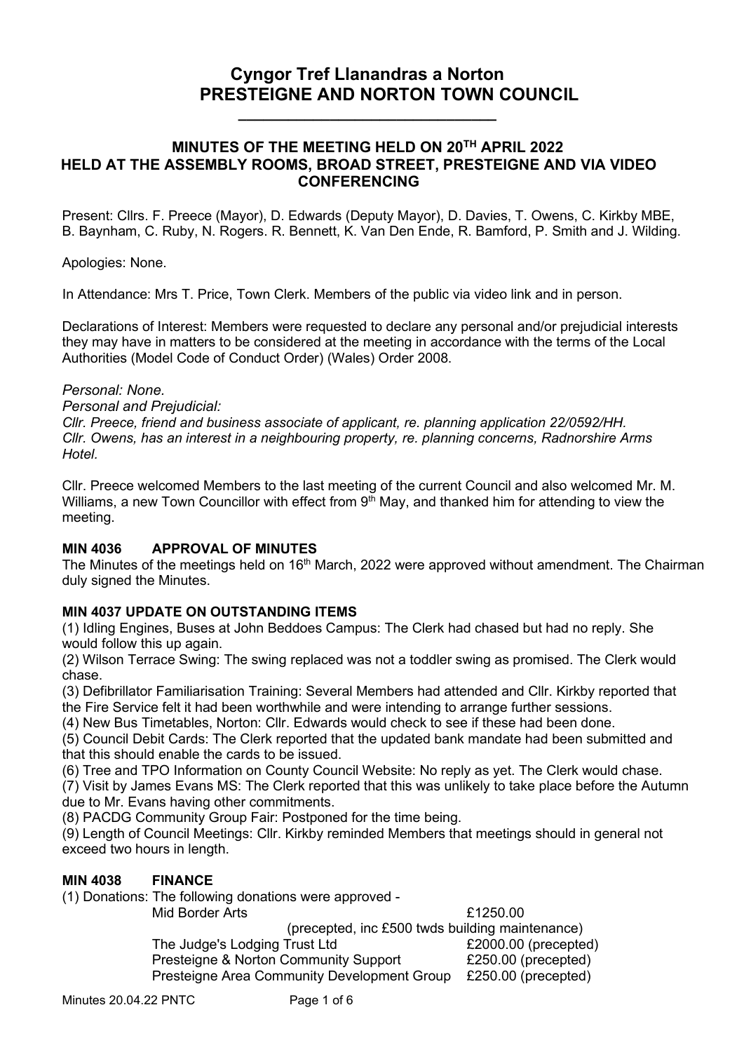# Cyngor Tref Llanandras a Norton
# PRESTEIGNE AND NORTON TOWN COUNCIL

## MINUTES OF THE MEETING HELD ON 20TH APRIL 2022 HELD AT THE ASSEMBLY ROOMS, BROAD STREET, PRESTEIGNE AND VIA VIDEO CONFERENCING

Present: Cllrs. F. Preece (Mayor), D. Edwards (Deputy Mayor), D. Davies, T. Owens, C. Kirkby MBE, B. Baynham, C. Ruby, N. Rogers. R. Bennett, K. Van Den Ende, R. Bamford, P. Smith and J. Wilding.

Apologies: None.

In Attendance: Mrs T. Price, Town Clerk. Members of the public via video link and in person.

Declarations of Interest: Members were requested to declare any personal and/or prejudicial interests they may have in matters to be considered at the meeting in accordance with the terms of the Local Authorities (Model Code of Conduct Order) (Wales) Order 2008.

*Personal: None.*
*Personal and Prejudicial:*
*Cllr. Preece, friend and business associate of applicant, re. planning application 22/0592/HH.*
*Cllr. Owens, has an interest in a neighbouring property, re. planning concerns, Radnorshire Arms Hotel.*

Cllr. Preece welcomed Members to the last meeting of the current Council and also welcomed Mr. M. Williams, a new Town Councillor with effect from 9th May, and thanked him for attending to view the meeting.

**MIN 4036 APPROVAL OF MINUTES**
The Minutes of the meetings held on 16th March, 2022 were approved without amendment. The Chairman duly signed the Minutes.

**MIN 4037 UPDATE ON OUTSTANDING ITEMS**
(1) Idling Engines, Buses at John Beddoes Campus: The Clerk had chased but had no reply. She would follow this up again.
(2) Wilson Terrace Swing: The swing replaced was not a toddler swing as promised. The Clerk would chase.
(3) Defibrillator Familiarisation Training: Several Members had attended and Cllr. Kirkby reported that the Fire Service felt it had been worthwhile and were intending to arrange further sessions.
(4) New Bus Timetables, Norton: Cllr. Edwards would check to see if these had been done.
(5) Council Debit Cards: The Clerk reported that the updated bank mandate had been submitted and that this should enable the cards to be issued.
(6) Tree and TPO Information on County Council Website: No reply as yet. The Clerk would chase.
(7) Visit by James Evans MS: The Clerk reported that this was unlikely to take place before the Autumn due to Mr. Evans having other commitments.
(8) PACDG Community Group Fair: Postponed for the time being.
(9) Length of Council Meetings: Cllr. Kirkby reminded Members that meetings should in general not exceed two hours in length.

**MIN 4038 FINANCE**
(1) Donations: The following donations were approved -

| | |
|---|---|
| Mid Border Arts | £1250.00 (precepted, inc £500 twds building maintenance) |
| The Judge's Lodging Trust Ltd | £2000.00 (precepted) |
| Presteigne & Norton Community Support | £250.00 (precepted) |
| Presteigne Area Community Development Group | £250.00 (precepted) |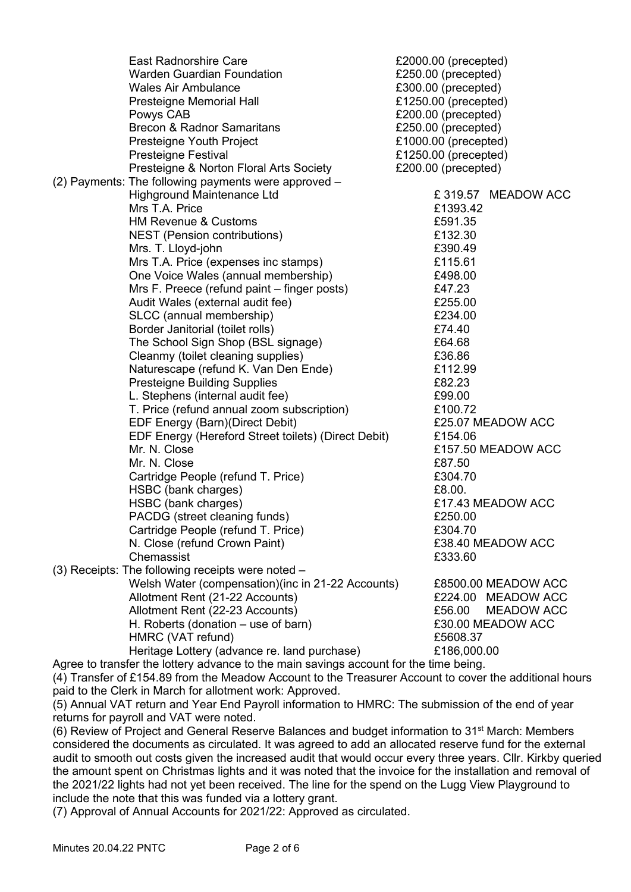| | |
|---|---|
| East Radnorshire Care | £2000.00 (precepted) |
| Warden Guardian Foundation | £250.00 (precepted) |
| Wales Air Ambulance | £300.00 (precepted) |
| Presteigne Memorial Hall | £1250.00 (precepted) |
| Powys CAB | £200.00 (precepted) |
| Brecon & Radnor Samaritans | £250.00 (precepted) |
| Presteigne Youth Project | £1000.00 (precepted) |
| Presteigne Festival | £1250.00 (precepted) |
| Presteigne & Norton Floral Arts Society | £200.00 (precepted) |

(2) Payments: The following payments were approved –

| | |
|---|---|
| Highground Maintenance Ltd | £ 319.57 MEADOW ACC |
| Mrs T.A. Price | £1393.42 |
| HM Revenue & Customs | £591.35 |
| NEST (Pension contributions) | £132.30 |
| Mrs. T. Lloyd-john | £390.49 |
| Mrs T.A. Price (expenses inc stamps) | £115.61 |
| One Voice Wales (annual membership) | £498.00 |
| Mrs F. Preece (refund paint – finger posts) | £47.23 |
| Audit Wales (external audit fee) | £255.00 |
| SLCC (annual membership) | £234.00 |
| Border Janitorial (toilet rolls) | £74.40 |
| The School Sign Shop (BSL signage) | £64.68 |
| Cleanmy (toilet cleaning supplies) | £36.86 |
| Naturescape (refund K. Van Den Ende) | £112.99 |
| Presteigne Building Supplies | £82.23 |
| L. Stephens (internal audit fee) | £99.00 |
| T. Price (refund annual zoom subscription) | £100.72 |
| EDF Energy (Barn)(Direct Debit) | £25.07 MEADOW ACC |
| EDF Energy (Hereford Street toilets) (Direct Debit) | £154.06 |
| Mr. N. Close | £157.50 MEADOW ACC |
| Mr. N. Close | £87.50 |
| Cartridge People (refund T. Price) | £304.70 |
| HSBC (bank charges) | £8.00. |
| HSBC (bank charges) | £17.43 MEADOW ACC |
| PACDG (street cleaning funds) | £250.00 |
| Cartridge People (refund T. Price) | £304.70 |
| N. Close (refund Crown Paint) | £38.40 MEADOW ACC |
| Chemassist | £333.60 |

(3) Receipts: The following receipts were noted –

| | |
|---|---|
| Welsh Water (compensation)(inc in 21-22 Accounts) | £8500.00 MEADOW ACC |
| Allotment Rent (21-22 Accounts) | £224.00 MEADOW ACC |
| Allotment Rent (22-23 Accounts) | £56.00 MEADOW ACC |
| H. Roberts (donation – use of barn) | £30.00 MEADOW ACC |
| HMRC (VAT refund) | £5608.37 |
| Heritage Lottery (advance re. land purchase) | £186,000.00 |

Agree to transfer the lottery advance to the main savings account for the time being.

(4) Transfer of £154.89 from the Meadow Account to the Treasurer Account to cover the additional hours paid to the Clerk in March for allotment work: Approved.

(5) Annual VAT return and Year End Payroll information to HMRC: The submission of the end of year returns for payroll and VAT were noted.

(6) Review of Project and General Reserve Balances and budget information to 31st March: Members considered the documents as circulated. It was agreed to add an allocated reserve fund for the external audit to smooth out costs given the increased audit that would occur every three years. Cllr. Kirkby queried the amount spent on Christmas lights and it was noted that the invoice for the installation and removal of the 2021/22 lights had not yet been received. The line for the spend on the Lugg View Playground to include the note that this was funded via a lottery grant.

(7) Approval of Annual Accounts for 2021/22: Approved as circulated.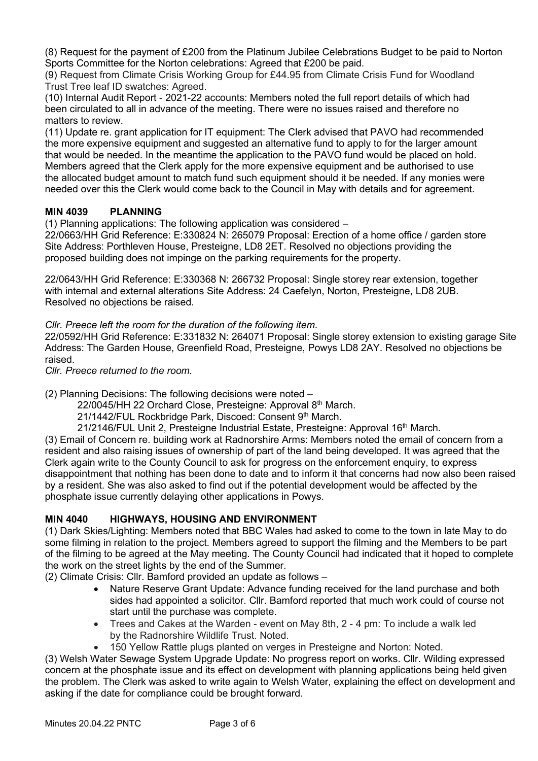(8) Request for the payment of £200 from the Platinum Jubilee Celebrations Budget to be paid to Norton Sports Committee for the Norton celebrations: Agreed that £200 be paid.

(9) Request from Climate Crisis Working Group for £44.95 from Climate Crisis Fund for Woodland Trust Tree leaf ID swatches: Agreed.

(10) Internal Audit Report - 2021-22 accounts: Members noted the full report details of which had been circulated to all in advance of the meeting. There were no issues raised and therefore no matters to review.

(11) Update re. grant application for IT equipment: The Clerk advised that PAVO had recommended the more expensive equipment and suggested an alternative fund to apply to for the larger amount that would be needed. In the meantime the application to the PAVO fund would be placed on hold. Members agreed that the Clerk apply for the more expensive equipment and be authorised to use the allocated budget amount to match fund such equipment should it be needed. If any monies were needed over this the Clerk would come back to the Council in May with details and for agreement.

## MIN 4039 PLANNING

(1) Planning applications: The following application was considered –

22/0663/HH Grid Reference: E:330824 N: 265079 Proposal: Erection of a home office / garden store Site Address: Porthleven House, Presteigne, LD8 2ET. Resolved no objections providing the proposed building does not impinge on the parking requirements for the property.

22/0643/HH Grid Reference: E:330368 N: 266732 Proposal: Single storey rear extension, together with internal and external alterations Site Address: 24 Caefelyn, Norton, Presteigne, LD8 2UB. Resolved no objections be raised.

*Cllr. Preece left the room for the duration of the following item.*

22/0592/HH Grid Reference: E:331832 N: 264071 Proposal: Single storey extension to existing garage Site Address: The Garden House, Greenfield Road, Presteigne, Powys LD8 2AY. Resolved no objections be raised.

*Cllr. Preece returned to the room.*

(2) Planning Decisions: The following decisions were noted –

22/0045/HH 22 Orchard Close, Presteigne: Approval 8th March.
21/1442/FUL Rockbridge Park, Discoed: Consent 9th March.
21/2146/FUL Unit 2, Presteigne Industrial Estate, Presteigne: Approval 16th March.

(3) Email of Concern re. building work at Radnorshire Arms: Members noted the email of concern from a resident and also raising issues of ownership of part of the land being developed. It was agreed that the Clerk again write to the County Council to ask for progress on the enforcement enquiry, to express disappointment that nothing has been done to date and to inform it that concerns had now also been raised by a resident. She was also asked to find out if the potential development would be affected by the phosphate issue currently delaying other applications in Powys.

## MIN 4040 HIGHWAYS, HOUSING AND ENVIRONMENT

(1) Dark Skies/Lighting: Members noted that BBC Wales had asked to come to the town in late May to do some filming in relation to the project. Members agreed to support the filming and the Members to be part of the filming to be agreed at the May meeting. The County Council had indicated that it hoped to complete the work on the street lights by the end of the Summer.

(2) Climate Crisis: Cllr. Bamford provided an update as follows –

- Nature Reserve Grant Update: Advance funding received for the land purchase and both sides had appointed a solicitor. Cllr. Bamford reported that much work could of course not start until the purchase was complete.
- Trees and Cakes at the Warden - event on May 8th, 2 - 4 pm: To include a walk led by the Radnorshire Wildlife Trust. Noted.
- 150 Yellow Rattle plugs planted on verges in Presteigne and Norton: Noted.

(3) Welsh Water Sewage System Upgrade Update: No progress report on works. Cllr. Wilding expressed concern at the phosphate issue and its effect on development with planning applications being held given the problem. The Clerk was asked to write again to Welsh Water, explaining the effect on development and asking if the date for compliance could be brought forward.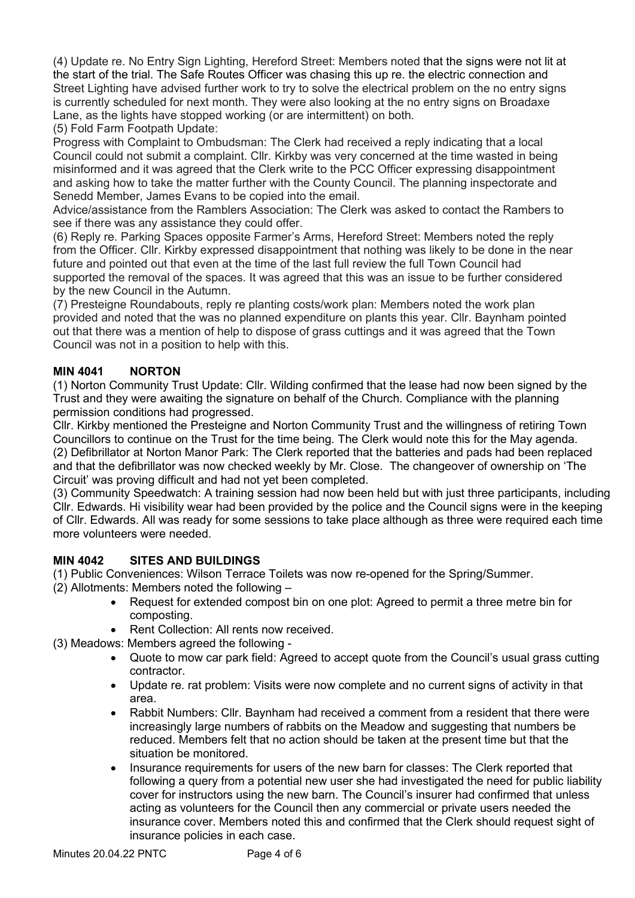(4) Update re. No Entry Sign Lighting, Hereford Street: Members noted that the signs were not lit at the start of the trial. The Safe Routes Officer was chasing this up re. the electric connection and Street Lighting have advised further work to try to solve the electrical problem on the no entry signs is currently scheduled for next month. They were also looking at the no entry signs on Broadaxe Lane, as the lights have stopped working (or are intermittent) on both.

(5) Fold Farm Footpath Update:

Progress with Complaint to Ombudsman: The Clerk had received a reply indicating that a local Council could not submit a complaint. Cllr. Kirkby was very concerned at the time wasted in being misinformed and it was agreed that the Clerk write to the PCC Officer expressing disappointment and asking how to take the matter further with the County Council. The planning inspectorate and Senedd Member, James Evans to be copied into the email.

Advice/assistance from the Ramblers Association: The Clerk was asked to contact the Rambers to see if there was any assistance they could offer.

(6) Reply re. Parking Spaces opposite Farmer's Arms, Hereford Street: Members noted the reply from the Officer. Cllr. Kirkby expressed disappointment that nothing was likely to be done in the near future and pointed out that even at the time of the last full review the full Town Council had supported the removal of the spaces. It was agreed that this was an issue to be further considered by the new Council in the Autumn.

(7) Presteigne Roundabouts, reply re planting costs/work plan: Members noted the work plan provided and noted that the was no planned expenditure on plants this year. Cllr. Baynham pointed out that there was a mention of help to dispose of grass cuttings and it was agreed that the Town Council was not in a position to help with this.

## MIN 4041 NORTON

(1) Norton Community Trust Update: Cllr. Wilding confirmed that the lease had now been signed by the Trust and they were awaiting the signature on behalf of the Church. Compliance with the planning permission conditions had progressed.

Cllr. Kirkby mentioned the Presteigne and Norton Community Trust and the willingness of retiring Town Councillors to continue on the Trust for the time being. The Clerk would note this for the May agenda.

(2) Defibrillator at Norton Manor Park: The Clerk reported that the batteries and pads had been replaced and that the defibrillator was now checked weekly by Mr. Close. The changeover of ownership on 'The Circuit' was proving difficult and had not yet been completed.

(3) Community Speedwatch: A training session had now been held but with just three participants, including Cllr. Edwards. Hi visibility wear had been provided by the police and the Council signs were in the keeping of Cllr. Edwards. All was ready for some sessions to take place although as three were required each time more volunteers were needed.

## MIN 4042 SITES AND BUILDINGS

(1) Public Conveniences: Wilson Terrace Toilets was now re-opened for the Spring/Summer.

(2) Allotments: Members noted the following –

- Request for extended compost bin on one plot: Agreed to permit a three metre bin for composting.
- Rent Collection: All rents now received.

(3) Meadows: Members agreed the following -

- Quote to mow car park field: Agreed to accept quote from the Council's usual grass cutting contractor.
- Update re. rat problem: Visits were now complete and no current signs of activity in that area.
- Rabbit Numbers: Cllr. Baynham had received a comment from a resident that there were increasingly large numbers of rabbits on the Meadow and suggesting that numbers be reduced. Members felt that no action should be taken at the present time but that the situation be monitored.
- Insurance requirements for users of the new barn for classes: The Clerk reported that following a query from a potential new user she had investigated the need for public liability cover for instructors using the new barn. The Council's insurer had confirmed that unless acting as volunteers for the Council then any commercial or private users needed the insurance cover. Members noted this and confirmed that the Clerk should request sight of insurance policies in each case.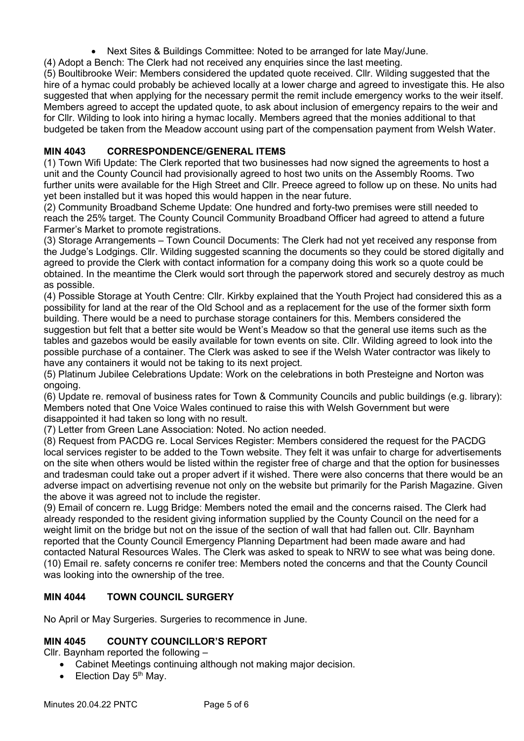- Next Sites & Buildings Committee: Noted to be arranged for late May/June.

(4) Adopt a Bench: The Clerk had not received any enquiries since the last meeting.

(5) Boultibrooke Weir: Members considered the updated quote received. Cllr. Wilding suggested that the hire of a hymac could probably be achieved locally at a lower charge and agreed to investigate this. He also suggested that when applying for the necessary permit the remit include emergency works to the weir itself. Members agreed to accept the updated quote, to ask about inclusion of emergency repairs to the weir and for Cllr. Wilding to look into hiring a hymac locally. Members agreed that the monies additional to that budgeted be taken from the Meadow account using part of the compensation payment from Welsh Water.

## MIN 4043 CORRESPONDENCE/GENERAL ITEMS

(1) Town Wifi Update: The Clerk reported that two businesses had now signed the agreements to host a unit and the County Council had provisionally agreed to host two units on the Assembly Rooms. Two further units were available for the High Street and Cllr. Preece agreed to follow up on these. No units had yet been installed but it was hoped this would happen in the near future.

(2) Community Broadband Scheme Update: One hundred and forty-two premises were still needed to reach the 25% target. The County Council Community Broadband Officer had agreed to attend a future Farmer's Market to promote registrations.

(3) Storage Arrangements – Town Council Documents: The Clerk had not yet received any response from the Judge's Lodgings. Cllr. Wilding suggested scanning the documents so they could be stored digitally and agreed to provide the Clerk with contact information for a company doing this work so a quote could be obtained. In the meantime the Clerk would sort through the paperwork stored and securely destroy as much as possible.

(4) Possible Storage at Youth Centre: Cllr. Kirkby explained that the Youth Project had considered this as a possibility for land at the rear of the Old School and as a replacement for the use of the former sixth form building. There would be a need to purchase storage containers for this. Members considered the suggestion but felt that a better site would be Went's Meadow so that the general use items such as the tables and gazebos would be easily available for town events on site. Cllr. Wilding agreed to look into the possible purchase of a container. The Clerk was asked to see if the Welsh Water contractor was likely to have any containers it would not be taking to its next project.

(5) Platinum Jubilee Celebrations Update: Work on the celebrations in both Presteigne and Norton was ongoing.

(6) Update re. removal of business rates for Town & Community Councils and public buildings (e.g. library): Members noted that One Voice Wales continued to raise this with Welsh Government but were disappointed it had taken so long with no result.

(7) Letter from Green Lane Association: Noted. No action needed.

(8) Request from PACDG re. Local Services Register: Members considered the request for the PACDG local services register to be added to the Town website. They felt it was unfair to charge for advertisements on the site when others would be listed within the register free of charge and that the option for businesses and tradesman could take out a proper advert if it wished. There were also concerns that there would be an adverse impact on advertising revenue not only on the website but primarily for the Parish Magazine. Given the above it was agreed not to include the register.

(9) Email of concern re. Lugg Bridge: Members noted the email and the concerns raised. The Clerk had already responded to the resident giving information supplied by the County Council on the need for a weight limit on the bridge but not on the issue of the section of wall that had fallen out. Cllr. Baynham reported that the County Council Emergency Planning Department had been made aware and had contacted Natural Resources Wales. The Clerk was asked to speak to NRW to see what was being done.

(10) Email re. safety concerns re conifer tree: Members noted the concerns and that the County Council was looking into the ownership of the tree.

## MIN 4044 TOWN COUNCIL SURGERY

No April or May Surgeries. Surgeries to recommence in June.

## MIN 4045 COUNTY COUNCILLOR'S REPORT

Cllr. Baynham reported the following –

- Cabinet Meetings continuing although not making major decision.
- Election Day 5th May.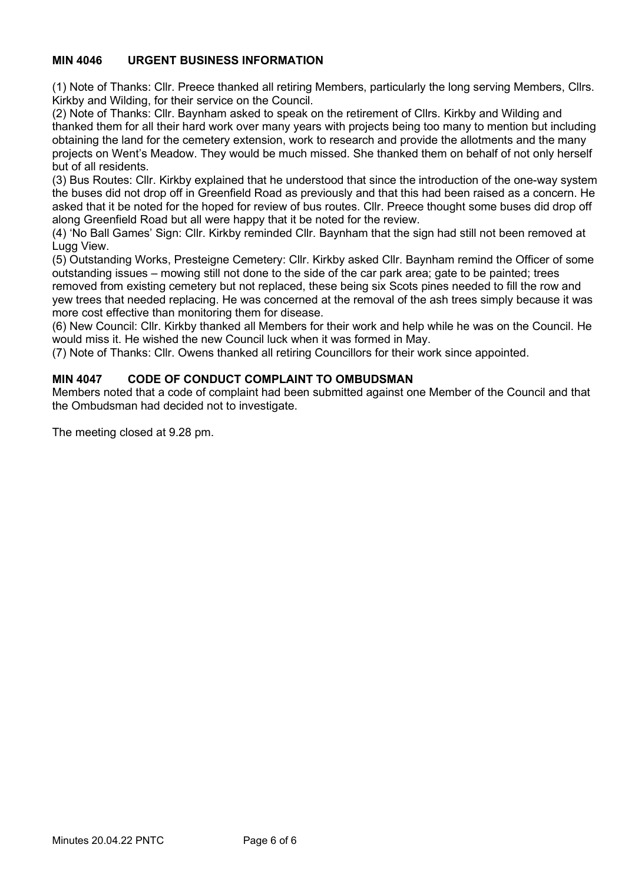## MIN 4046 URGENT BUSINESS INFORMATION

(1) Note of Thanks: Cllr. Preece thanked all retiring Members, particularly the long serving Members, Cllrs. Kirkby and Wilding, for their service on the Council.
(2) Note of Thanks: Cllr. Baynham asked to speak on the retirement of Cllrs. Kirkby and Wilding and thanked them for all their hard work over many years with projects being too many to mention but including obtaining the land for the cemetery extension, work to research and provide the allotments and the many projects on Went's Meadow. They would be much missed. She thanked them on behalf of not only herself but of all residents.
(3) Bus Routes: Cllr. Kirkby explained that he understood that since the introduction of the one-way system the buses did not drop off in Greenfield Road as previously and that this had been raised as a concern. He asked that it be noted for the hoped for review of bus routes. Cllr. Preece thought some buses did drop off along Greenfield Road but all were happy that it be noted for the review.
(4) 'No Ball Games' Sign: Cllr. Kirkby reminded Cllr. Baynham that the sign had still not been removed at Lugg View.
(5) Outstanding Works, Presteigne Cemetery: Cllr. Kirkby asked Cllr. Baynham remind the Officer of some outstanding issues – mowing still not done to the side of the car park area; gate to be painted; trees removed from existing cemetery but not replaced, these being six Scots pines needed to fill the row and yew trees that needed replacing. He was concerned at the removal of the ash trees simply because it was more cost effective than monitoring them for disease.
(6) New Council: Cllr. Kirkby thanked all Members for their work and help while he was on the Council. He would miss it. He wished the new Council luck when it was formed in May.
(7) Note of Thanks: Cllr. Owens thanked all retiring Councillors for their work since appointed.

## MIN 4047 CODE OF CONDUCT COMPLAINT TO OMBUDSMAN

Members noted that a code of complaint had been submitted against one Member of the Council and that the Ombudsman had decided not to investigate.

The meeting closed at 9.28 pm.